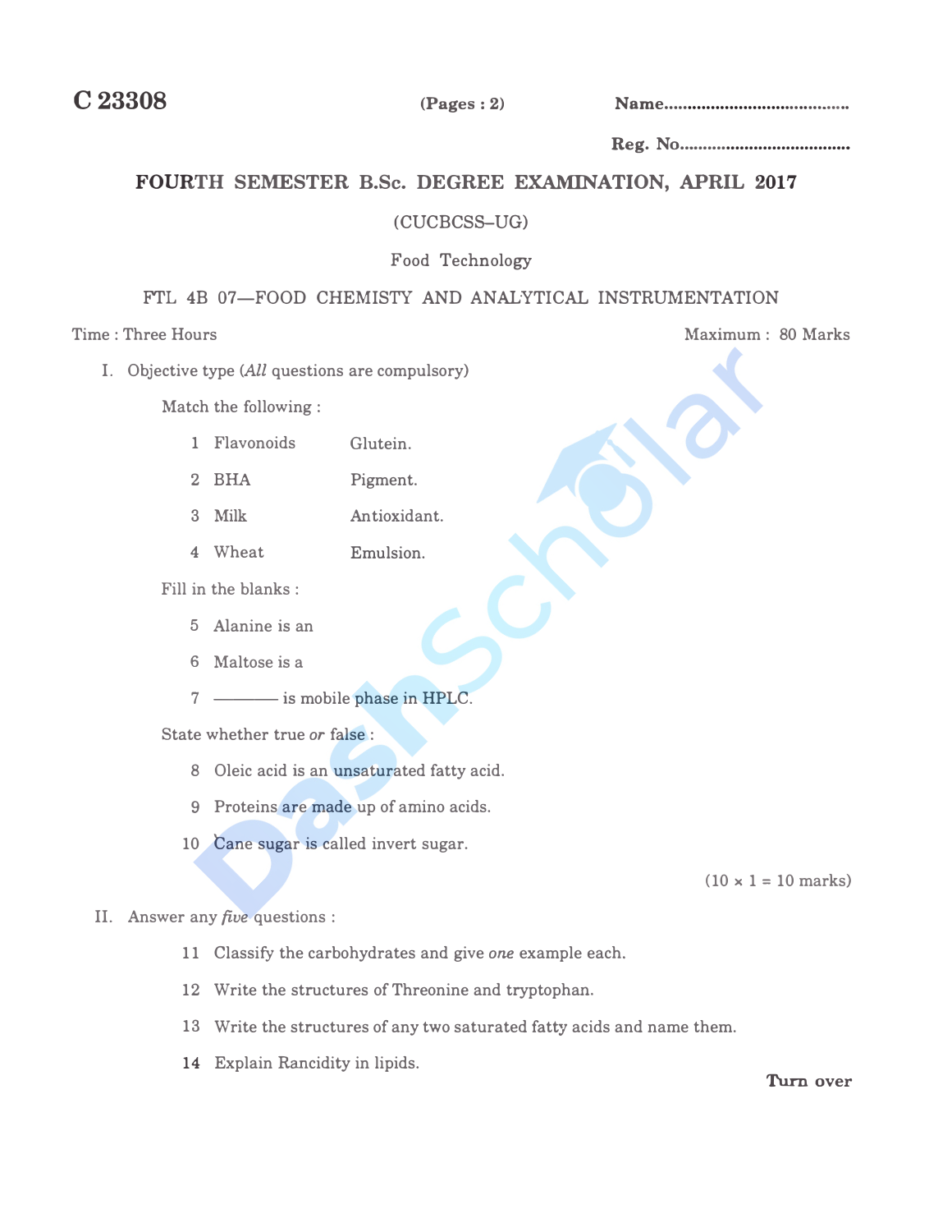**C 23308** **(Pages : 2)** **Name.......................................**

**Reg. No....................................**

# FOURTH SEMESTER B.Sc. DEGREE EXAMINATION, APRIL 2017

(CUCBCSS–UG)

Food Technology

## FTL 4B 07—FOOD CHEMISTY AND ANALYTICAL INSTRUMENTATION

Time : Three Hours                                                                 Maximum : 80 Marks

I. Objective type (*All* questions are compulsory)

Match the following :

| | | |
|---|---|---|
| 1 | Flavonoids | Glutein. |
| 2 | BHA | Pigment. |
| 3 | Milk | Antioxidant. |
| 4 | Wheat | Emulsion. |

Fill in the blanks :

5 Alanine is an

6 Maltose is a

7 ———— is mobile phase in HPLC.

State whether true *or* false :

8 Oleic acid is an unsaturated fatty acid.

9 Proteins are made up of amino acids.

10 Cane sugar is called invert sugar.

(10 × 1 = 10 marks)

II. Answer any *five* questions :

11 Classify the carbohydrates and give *one* example each.

12 Write the structures of Threonine and tryptophan.

13 Write the structures of any two saturated fatty acids and name them.

14 Explain Rancidity in lipids.

**Turn over**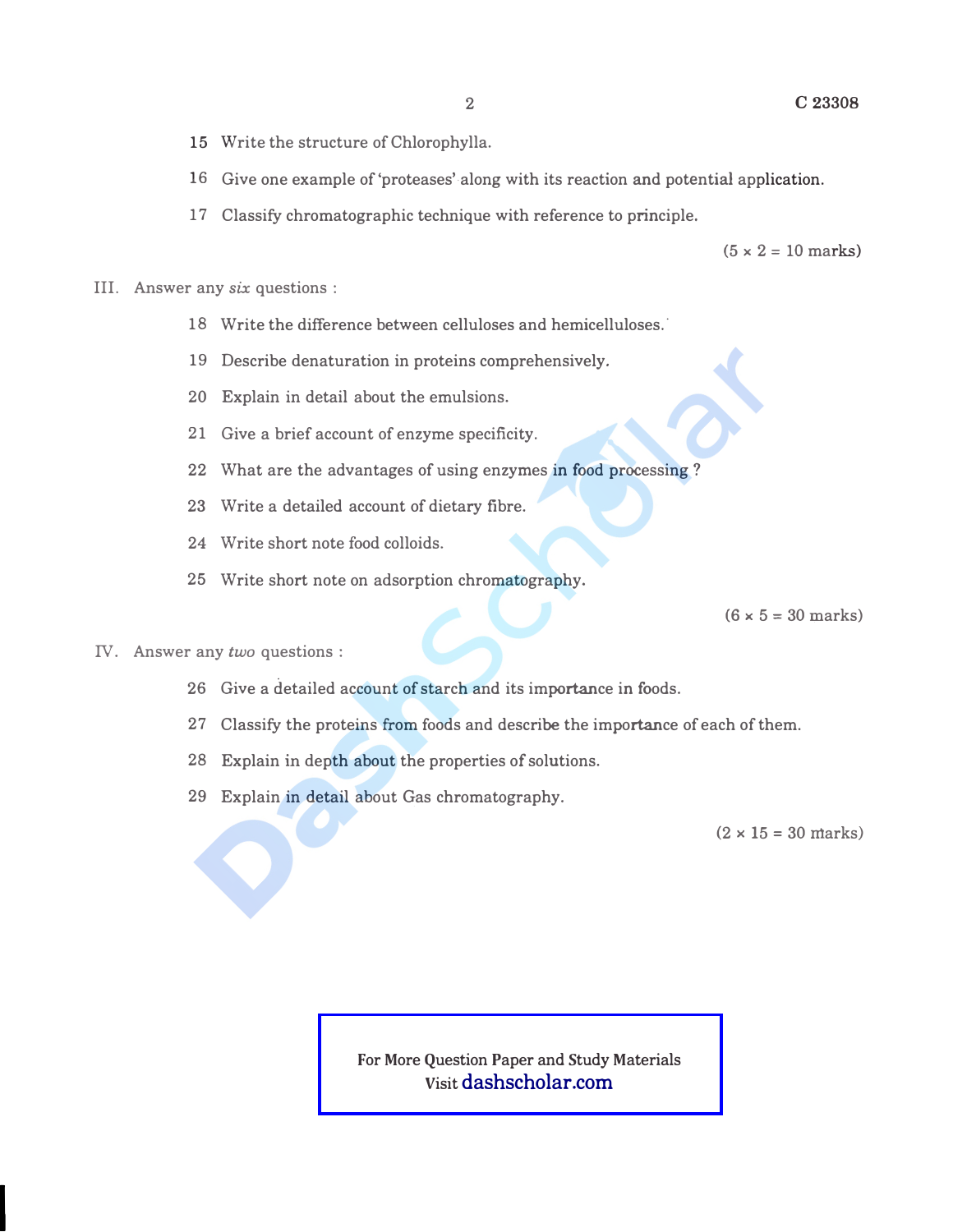15 Write the structure of Chlorophylla.

16 Give one example of 'proteases' along with its reaction and potential application.

17 Classify chromatographic technique with reference to principle.

(5 × 2 = 10 marks)

III. Answer any *six* questions :

18 Write the difference between celluloses and hemicelluloses.

19 Describe denaturation in proteins comprehensively.

20 Explain in detail about the emulsions.

21 Give a brief account of enzyme specificity.

22 What are the advantages of using enzymes in food processing ?

23 Write a detailed account of dietary fibre.

24 Write short note food colloids.

25 Write short note on adsorption chromatography.

(6 × 5 = 30 marks)

IV. Answer any *two* questions :

26 Give a detailed account of starch and its importance in foods.

27 Classify the proteins from foods and describe the importance of each of them.

28 Explain in depth about the properties of solutions.

29 Explain in detail about Gas chromatography.

(2 × 15 = 30 marks)

For More Question Paper and Study Materials
Visit dashscholar.com